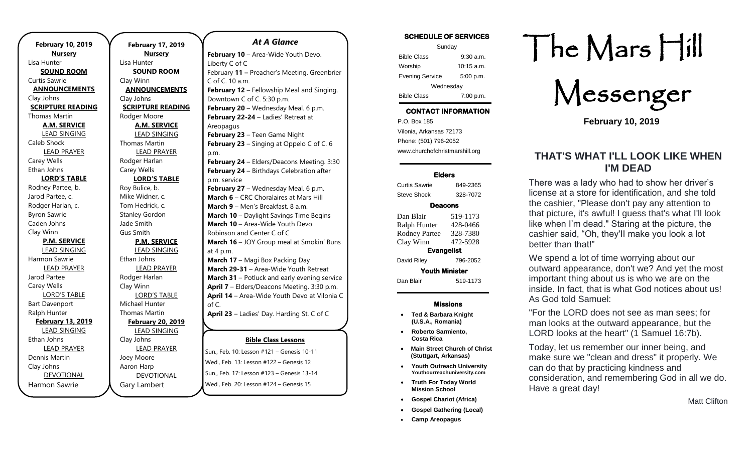**February 10, 2019**

**Nursery**
Lisa Hunter

**SOUND ROOM**
Curtis Sawrie

**ANNOUNCEMENTS**
Clay Johns

**SCRIPTURE READING**
Thomas Martin

**A.M. SERVICE**

LEAD SINGING
Caleb Shock

LEAD PRAYER
Carey Wells
Ethan Johns

**LORD'S TABLE**
Rodney Partee, b.
Jarod Partee, c.
Rodger Harlan, c.
Byron Sawrie
Caden Johns
Clay Winn

**P.M. SERVICE**

LEAD SINGING
Harmon Sawrie

LEAD PRAYER
Jarod Partee
Carey Wells

LORD'S TABLE
Bart Davenport
Ralph Hunter

**February 13, 2019**

LEAD SINGING
Ethan Johns

LEAD PRAYER
Dennis Martin
Clay Johns

DEVOTIONAL
Harmon Sawrie

**February 17, 2019**

**Nursery**
Lisa Hunter

**SOUND ROOM**
Clay Winn

**ANNOUNCEMENTS**
Clay Johns

**SCRIPTURE READING**
Rodger Moore

**A.M. SERVICE**

LEAD SINGING
Thomas Martin

LEAD PRAYER
Rodger Harlan
Carey Wells

**LORD'S TABLE**
Roy Bulice, b.
Mike Widner, c.
Tom Hedrick, c.
Stanley Gordon
Jade Smith
Gus Smith

**P.M. SERVICE**

LEAD SINGING
Ethan Johns

LEAD PRAYER
Rodger Harlan
Clay Winn

LORD'S TABLE
Michael Hunter
Thomas Martin

**February 20, 2019**

LEAD SINGING
Clay Johns

LEAD PRAYER
Joey Moore
Aaron Harp

DEVOTIONAL
Gary Lambert

## *At A Glance*

**February 10** – Area-Wide Youth Devo. Liberty C of C
February **11 –** Preacher's Meeting. Greenbrier C of C. 10 a.m.
**February 12** – Fellowship Meal and Singing. Downtown C of C. 5:30 p.m.
**February 20** – Wednesday Meal. 6 p.m.
**February 22-24** – Ladies' Retreat at Areopagus
**February 23** – Teen Game Night
**February 23** – Singing at Oppelo C of C. 6 p.m.
**February 24** – Elders/Deacons Meeting. 3:30
**February 24** – Birthdays Celebration after p.m. service
**February 27** – Wednesday Meal. 6 p.m.
**March 6** – CRC Choralaires at Mars Hill
**March 9** – Men's Breakfast. 8 a.m.
**March 10** – Daylight Savings Time Begins
**March 10** – Area-Wide Youth Devo. Robinson and Center C of C
**March 16** – JOY Group meal at Smokin' Buns at 4 p.m.
**March 17** – Magi Box Packing Day
**March 29-31** – Area-Wide Youth Retreat
**March 31** – Potluck and early evening service
**April 7** – Elders/Deacons Meeting. 3:30 p.m.
**April 14** – Area-Wide Youth Devo at Vilonia C of C.
**April 23** – Ladies' Day. Harding St. C of C

**Bible Class Lessons**

Sun., Feb. 10: Lesson #121 – Genesis 10-11
Wed., Feb. 13: Lesson #122 – Genesis 12
Sun., Feb. 17: Lesson #123 – Genesis 13-14
Wed., Feb. 20: Lesson #124 – Genesis 15

**SCHEDULE OF SERVICES**

| Sunday | |
|---|---|
| Bible Class | 9:30 a.m. |
| Worship | 10:15 a.m. |
| Evening Service | 5:00 p.m. |
| Wednesday | |
| Bible Class | 7:00 p.m. |

**CONTACT INFORMATION**

P.O. Box 185
Vilonia, Arkansas 72173
Phone: (501) 796-2052
www.churchofchristmarshill.org

**Elders**

| Curtis Sawrie | 849-2365 |
|---|---|
| Steve Shock | 328-7072 |

**Deacons**

| Dan Blair | 519-1173 |
|---|---|
| Ralph Hunter | 428-0466 |
| Rodney Partee | 328-7380 |
| Clay Winn | 472-5928 |

**Evangelist**

| David Riley | 796-2052 |
|---|---|

**Youth Minister**

| Dan Blair | 519-1173 |
|---|---|

**Missions**

- **Ted & Barbara Knight (U.S.A., Romania)**
- **Roberto Sarmiento, Costa Rica**
- **Main Street Church of Christ (Stuttgart, Arkansas)**
- **Youth Outreach University Youthourreachuniversity.com**
- **Truth For Today World Mission School**
- **Gospel Chariot (Africa)**
- **Gospel Gathering (Local)**
- **Camp Areopagus**

# The Mars Hill Messenger

**February 10, 2019**

## THAT'S WHAT I'LL LOOK LIKE WHEN I'M DEAD

There was a lady who had to show her driver's license at a store for identification, and she told the cashier, "Please don't pay any attention to that picture, it's awful! I guess that's what I'll look like when I'm dead." Staring at the picture, the cashier said, "Oh, they'll make you look a lot better than that!"

We spend a lot of time worrying about our outward appearance, don't we? And yet the most important thing about us is who we are on the inside. In fact, that is what God notices about us! As God told Samuel:

"For the LORD does not see as man sees; for man looks at the outward appearance, but the LORD looks at the heart" (1 Samuel 16:7b).

Today, let us remember our inner being, and make sure we "clean and dress" it properly. We can do that by practicing kindness and consideration, and remembering God in all we do. Have a great day!

Matt Clifton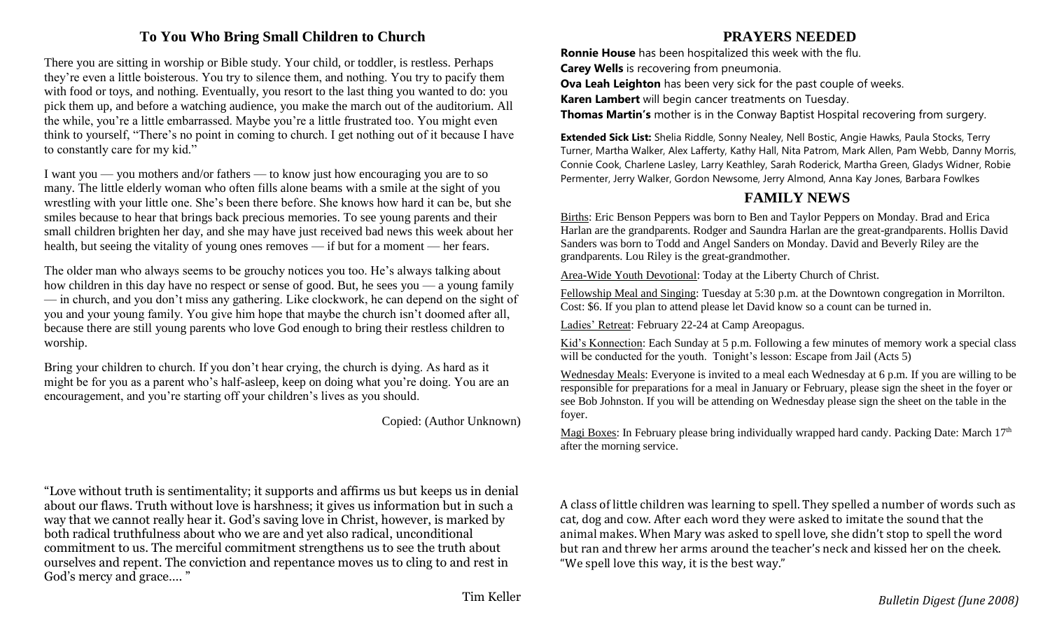## To You Who Bring Small Children to Church

There you are sitting in worship or Bible study. Your child, or toddler, is restless. Perhaps they're even a little boisterous. You try to silence them, and nothing. You try to pacify them with food or toys, and nothing. Eventually, you resort to the last thing you wanted to do: you pick them up, and before a watching audience, you make the march out of the auditorium. All the while, you're a little embarrassed. Maybe you're a little frustrated too. You might even think to yourself, "There's no point in coming to church. I get nothing out of it because I have to constantly care for my kid."

I want you — you mothers and/or fathers — to know just how encouraging you are to so many. The little elderly woman who often fills alone beams with a smile at the sight of you wrestling with your little one. She's been there before. She knows how hard it can be, but she smiles because to hear that brings back precious memories. To see young parents and their small children brighten her day, and she may have just received bad news this week about her health, but seeing the vitality of young ones removes — if but for a moment — her fears.

The older man who always seems to be grouchy notices you too. He's always talking about how children in this day have no respect or sense of good. But, he sees you — a young family — in church, and you don't miss any gathering. Like clockwork, he can depend on the sight of you and your young family. You give him hope that maybe the church isn't doomed after all, because there are still young parents who love God enough to bring their restless children to worship.

Bring your children to church. If you don't hear crying, the church is dying. As hard as it might be for you as a parent who's half-asleep, keep on doing what you're doing. You are an encouragement, and you're starting off your children's lives as you should.

Copied: (Author Unknown)

"Love without truth is sentimentality; it supports and affirms us but keeps us in denial about our flaws. Truth without love is harshness; it gives us information but in such a way that we cannot really hear it. God's saving love in Christ, however, is marked by both radical truthfulness about who we are and yet also radical, unconditional commitment to us. The merciful commitment strengthens us to see the truth about ourselves and repent. The conviction and repentance moves us to cling to and rest in God's mercy and grace.... "

Tim Keller

## PRAYERS NEEDED

**Ronnie House** has been hospitalized this week with the flu.
**Carey Wells** is recovering from pneumonia.
**Ova Leah Leighton** has been very sick for the past couple of weeks.
**Karen Lambert** will begin cancer treatments on Tuesday.
**Thomas Martin's** mother is in the Conway Baptist Hospital recovering from surgery.

**Extended Sick List:** Shelia Riddle, Sonny Nealey, Nell Bostic, Angie Hawks, Paula Stocks, Terry Turner, Martha Walker, Alex Lafferty, Kathy Hall, Nita Patrom, Mark Allen, Pam Webb, Danny Morris, Connie Cook, Charlene Lasley, Larry Keathley, Sarah Roderick, Martha Green, Gladys Widner, Robie Permenter, Jerry Walker, Gordon Newsome, Jerry Almond, Anna Kay Jones, Barbara Fowlkes

## FAMILY NEWS

Births: Eric Benson Peppers was born to Ben and Taylor Peppers on Monday. Brad and Erica Harlan are the grandparents. Rodger and Saundra Harlan are the great-grandparents. Hollis David Sanders was born to Todd and Angel Sanders on Monday. David and Beverly Riley are the grandparents. Lou Riley is the great-grandmother.

Area-Wide Youth Devotional: Today at the Liberty Church of Christ.

Fellowship Meal and Singing: Tuesday at 5:30 p.m. at the Downtown congregation in Morrilton. Cost: $6. If you plan to attend please let David know so a count can be turned in.

Ladies' Retreat: February 22-24 at Camp Areopagus.

Kid's Konnection: Each Sunday at 5 p.m. Following a few minutes of memory work a special class will be conducted for the youth. Tonight's lesson: Escape from Jail (Acts 5)

Wednesday Meals: Everyone is invited to a meal each Wednesday at 6 p.m. If you are willing to be responsible for preparations for a meal in January or February, please sign the sheet in the foyer or see Bob Johnston. If you will be attending on Wednesday please sign the sheet on the table in the foyer.

Magi Boxes: In February please bring individually wrapped hard candy. Packing Date: March 17th after the morning service.

A class of little children was learning to spell. They spelled a number of words such as cat, dog and cow. After each word they were asked to imitate the sound that the animal makes. When Mary was asked to spell love, she didn't stop to spell the word but ran and threw her arms around the teacher's neck and kissed her on the cheek. "We spell love this way, it is the best way."

*Bulletin Digest (June 2008)*